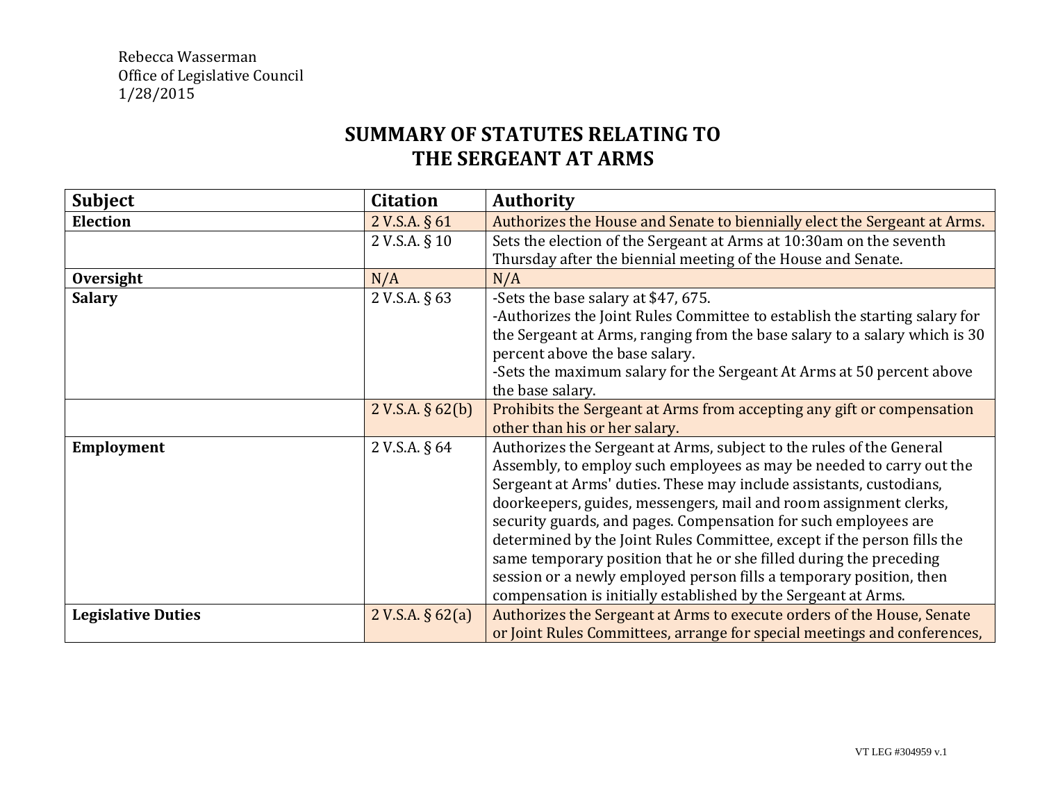Rebecca Wasserman
Office of Legislative Council
1/28/2015

# SUMMARY OF STATUTES RELATING TO THE SERGEANT AT ARMS

| Subject | Citation | Authority |
|---|---|---|
| **Election** | 2 V.S.A. § 61 | Authorizes the House and Senate to biennially elect the Sergeant at Arms. |
| | 2 V.S.A. § 10 | Sets the election of the Sergeant at Arms at 10:30am on the seventh Thursday after the biennial meeting of the House and Senate. |
| **Oversight** | N/A | N/A |
| **Salary** | 2 V.S.A. § 63 | -Sets the base salary at $47, 675.<br>-Authorizes the Joint Rules Committee to establish the starting salary for the Sergeant at Arms, ranging from the base salary to a salary which is 30 percent above the base salary.<br>-Sets the maximum salary for the Sergeant At Arms at 50 percent above the base salary. |
| | 2 V.S.A. § 62(b) | Prohibits the Sergeant at Arms from accepting any gift or compensation other than his or her salary. |
| **Employment** | 2 V.S.A. § 64 | Authorizes the Sergeant at Arms, subject to the rules of the General Assembly, to employ such employees as may be needed to carry out the Sergeant at Arms' duties. These may include assistants, custodians, doorkeepers, guides, messengers, mail and room assignment clerks, security guards, and pages. Compensation for such employees are determined by the Joint Rules Committee, except if the person fills the same temporary position that he or she filled during the preceding session or a newly employed person fills a temporary position, then compensation is initially established by the Sergeant at Arms. |
| **Legislative Duties** | 2 V.S.A. § 62(a) | Authorizes the Sergeant at Arms to execute orders of the House, Senate or Joint Rules Committees, arrange for special meetings and conferences, |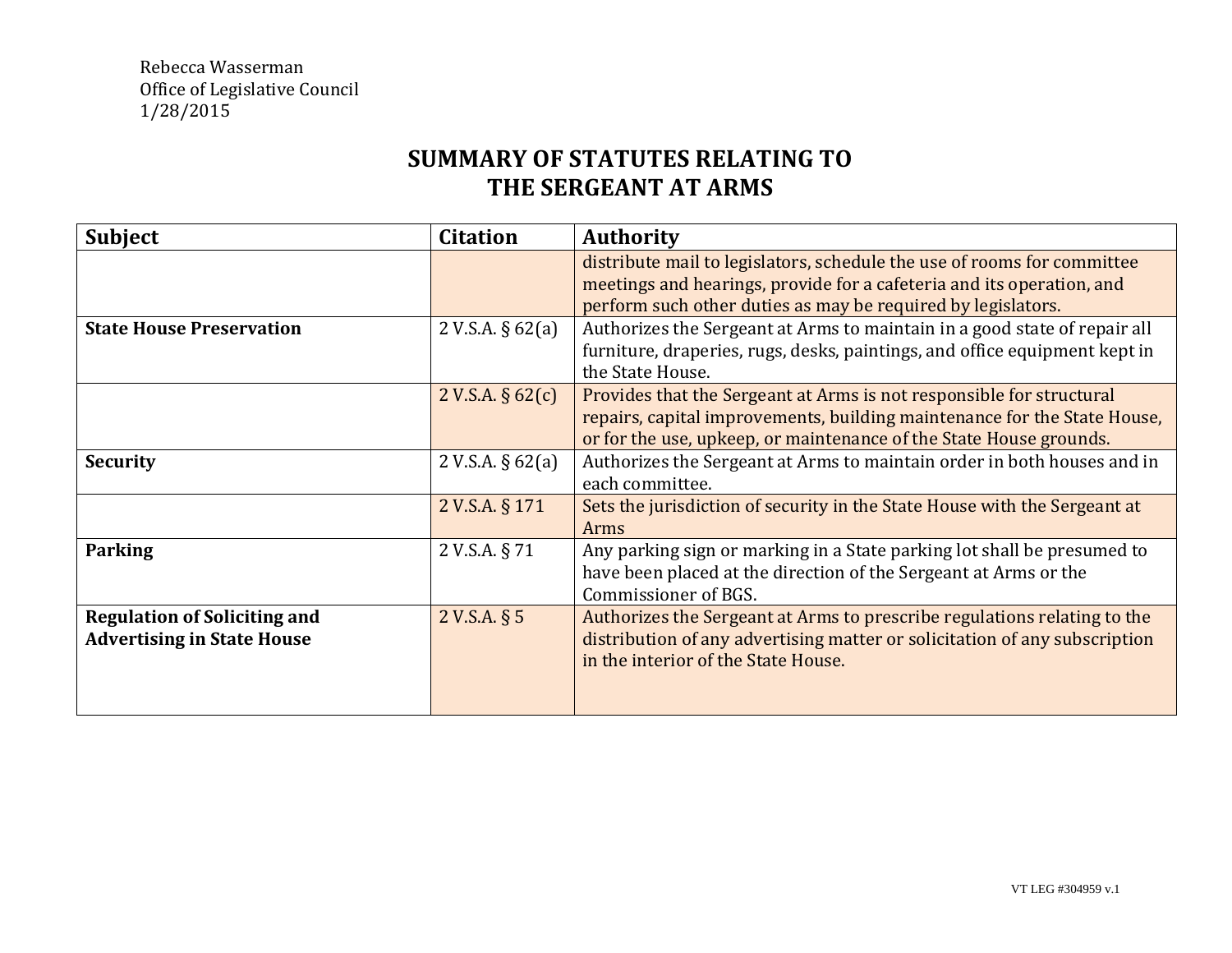Rebecca Wasserman
Office of Legislative Council
1/28/2015

# SUMMARY OF STATUTES RELATING TO THE SERGEANT AT ARMS

| Subject | Citation | Authority |
|---|---|---|
| | | distribute mail to legislators, schedule the use of rooms for committee meetings and hearings, provide for a cafeteria and its operation, and perform such other duties as may be required by legislators. |
| **State House Preservation** | 2 V.S.A. § 62(a) | Authorizes the Sergeant at Arms to maintain in a good state of repair all furniture, draperies, rugs, desks, paintings, and office equipment kept in the State House. |
| | 2 V.S.A. § 62(c) | Provides that the Sergeant at Arms is not responsible for structural repairs, capital improvements, building maintenance for the State House, or for the use, upkeep, or maintenance of the State House grounds. |
| **Security** | 2 V.S.A. § 62(a) | Authorizes the Sergeant at Arms to maintain order in both houses and in each committee. |
| | 2 V.S.A. § 171 | Sets the jurisdiction of security in the State House with the Sergeant at Arms |
| **Parking** | 2 V.S.A. § 71 | Any parking sign or marking in a State parking lot shall be presumed to have been placed at the direction of the Sergeant at Arms or the Commissioner of BGS. |
| **Regulation of Soliciting and Advertising in State House** | 2 V.S.A. § 5 | Authorizes the Sergeant at Arms to prescribe regulations relating to the distribution of any advertising matter or solicitation of any subscription in the interior of the State House. |

VT LEG #304959 v.1